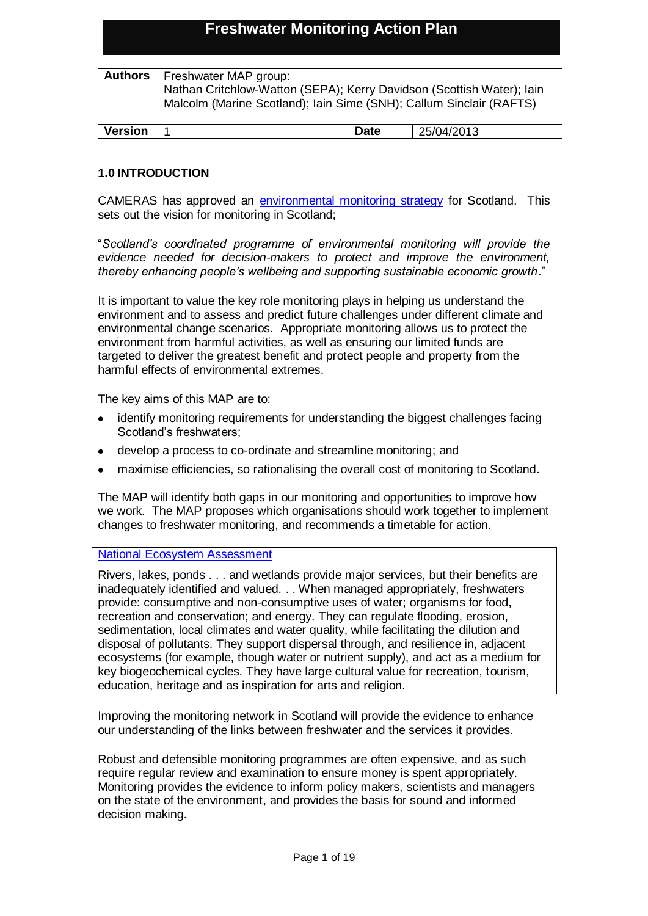# Freshwater Monitoring Action Plan

| **Authors** | Freshwater MAP group: Nathan Critchlow-Watton (SEPA); Kerry Davidson (Scottish Water); Iain Malcolm (Marine Scotland); Iain Sime (SNH); Callum Sinclair (RAFTS) | | |
|---|---|---|---|
| **Version** | 1 | **Date** | 25/04/2013 |

## 1.0 INTRODUCTION

CAMERAS has approved an environmental monitoring strategy for Scotland. This sets out the vision for monitoring in Scotland;

"*Scotland's coordinated programme of environmental monitoring will provide the evidence needed for decision-makers to protect and improve the environment, thereby enhancing people's wellbeing and supporting sustainable economic growth*."

It is important to value the key role monitoring plays in helping us understand the environment and to assess and predict future challenges under different climate and environmental change scenarios. Appropriate monitoring allows us to protect the environment from harmful activities, as well as ensuring our limited funds are targeted to deliver the greatest benefit and protect people and property from the harmful effects of environmental extremes.

The key aims of this MAP are to:

- identify monitoring requirements for understanding the biggest challenges facing Scotland's freshwaters;
- develop a process to co-ordinate and streamline monitoring; and
- maximise efficiencies, so rationalising the overall cost of monitoring to Scotland.

The MAP will identify both gaps in our monitoring and opportunities to improve how we work. The MAP proposes which organisations should work together to implement changes to freshwater monitoring, and recommends a timetable for action.

> National Ecosystem Assessment
>
> Rivers, lakes, ponds . . . and wetlands provide major services, but their benefits are inadequately identified and valued. . . When managed appropriately, freshwaters provide: consumptive and non-consumptive uses of water; organisms for food, recreation and conservation; and energy. They can regulate flooding, erosion, sedimentation, local climates and water quality, while facilitating the dilution and disposal of pollutants. They support dispersal through, and resilience in, adjacent ecosystems (for example, though water or nutrient supply), and act as a medium for key biogeochemical cycles. They have large cultural value for recreation, tourism, education, heritage and as inspiration for arts and religion.

Improving the monitoring network in Scotland will provide the evidence to enhance our understanding of the links between freshwater and the services it provides.

Robust and defensible monitoring programmes are often expensive, and as such require regular review and examination to ensure money is spent appropriately. Monitoring provides the evidence to inform policy makers, scientists and managers on the state of the environment, and provides the basis for sound and informed decision making.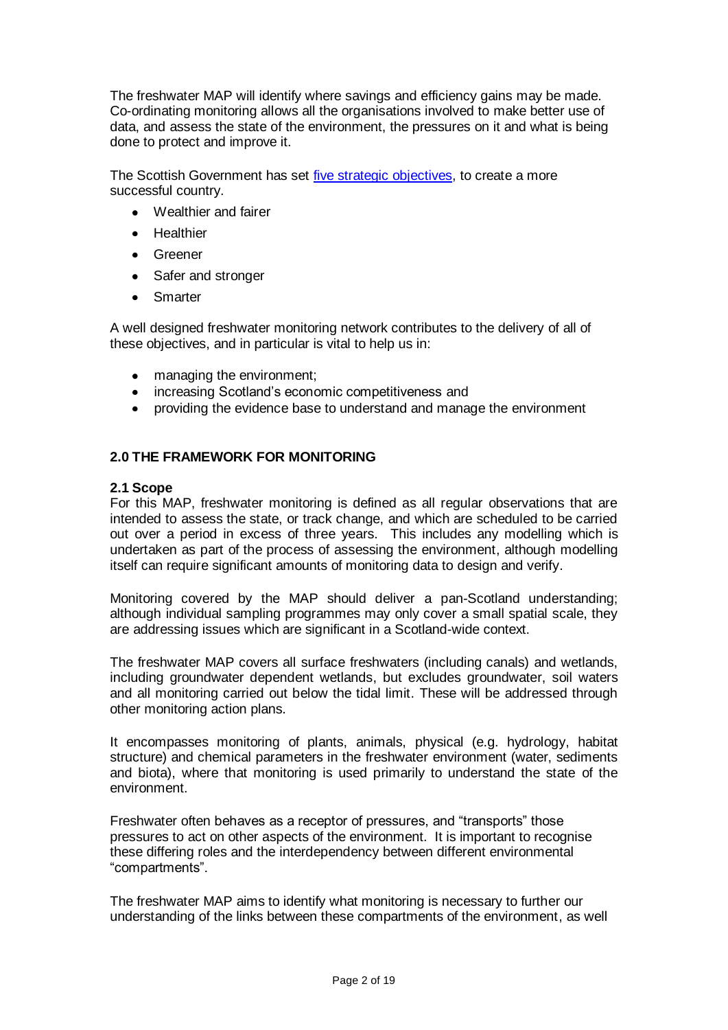The freshwater MAP will identify where savings and efficiency gains may be made. Co-ordinating monitoring allows all the organisations involved to make better use of data, and assess the state of the environment, the pressures on it and what is being done to protect and improve it.

The Scottish Government has set [five strategic objectives], to create a more successful country.

- Wealthier and fairer
- Healthier
- Greener
- Safer and stronger
- Smarter

A well designed freshwater monitoring network contributes to the delivery of all of these objectives, and in particular is vital to help us in:

- managing the environment;
- increasing Scotland's economic competitiveness and
- providing the evidence base to understand and manage the environment

## 2.0 THE FRAMEWORK FOR MONITORING

### 2.1 Scope

For this MAP, freshwater monitoring is defined as all regular observations that are intended to assess the state, or track change, and which are scheduled to be carried out over a period in excess of three years. This includes any modelling which is undertaken as part of the process of assessing the environment, although modelling itself can require significant amounts of monitoring data to design and verify.

Monitoring covered by the MAP should deliver a pan-Scotland understanding; although individual sampling programmes may only cover a small spatial scale, they are addressing issues which are significant in a Scotland-wide context.

The freshwater MAP covers all surface freshwaters (including canals) and wetlands, including groundwater dependent wetlands, but excludes groundwater, soil waters and all monitoring carried out below the tidal limit. These will be addressed through other monitoring action plans.

It encompasses monitoring of plants, animals, physical (e.g. hydrology, habitat structure) and chemical parameters in the freshwater environment (water, sediments and biota), where that monitoring is used primarily to understand the state of the environment.

Freshwater often behaves as a receptor of pressures, and "transports" those pressures to act on other aspects of the environment. It is important to recognise these differing roles and the interdependency between different environmental "compartments".

The freshwater MAP aims to identify what monitoring is necessary to further our understanding of the links between these compartments of the environment, as well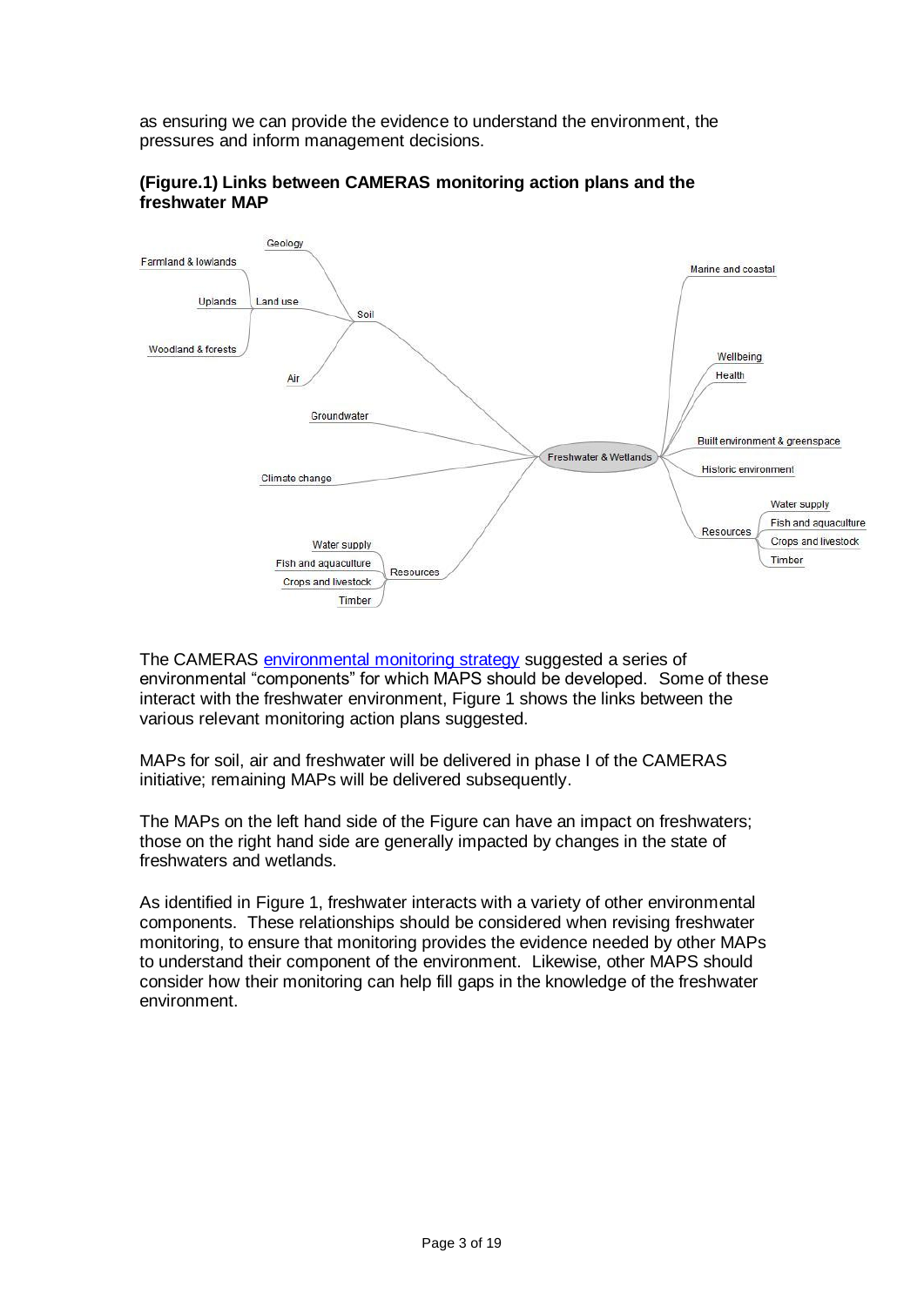as ensuring we can provide the evidence to understand the environment, the pressures and inform management decisions.

**(Figure.1) Links between CAMERAS monitoring action plans and the freshwater MAP**

The CAMERAS environmental monitoring strategy suggested a series of environmental "components" for which MAPS should be developed. Some of these interact with the freshwater environment, Figure 1 shows the links between the various relevant monitoring action plans suggested.

MAPs for soil, air and freshwater will be delivered in phase I of the CAMERAS initiative; remaining MAPs will be delivered subsequently.

The MAPs on the left hand side of the Figure can have an impact on freshwaters; those on the right hand side are generally impacted by changes in the state of freshwaters and wetlands.

As identified in Figure 1, freshwater interacts with a variety of other environmental components. These relationships should be considered when revising freshwater monitoring, to ensure that monitoring provides the evidence needed by other MAPs to understand their component of the environment. Likewise, other MAPS should consider how their monitoring can help fill gaps in the knowledge of the freshwater environment.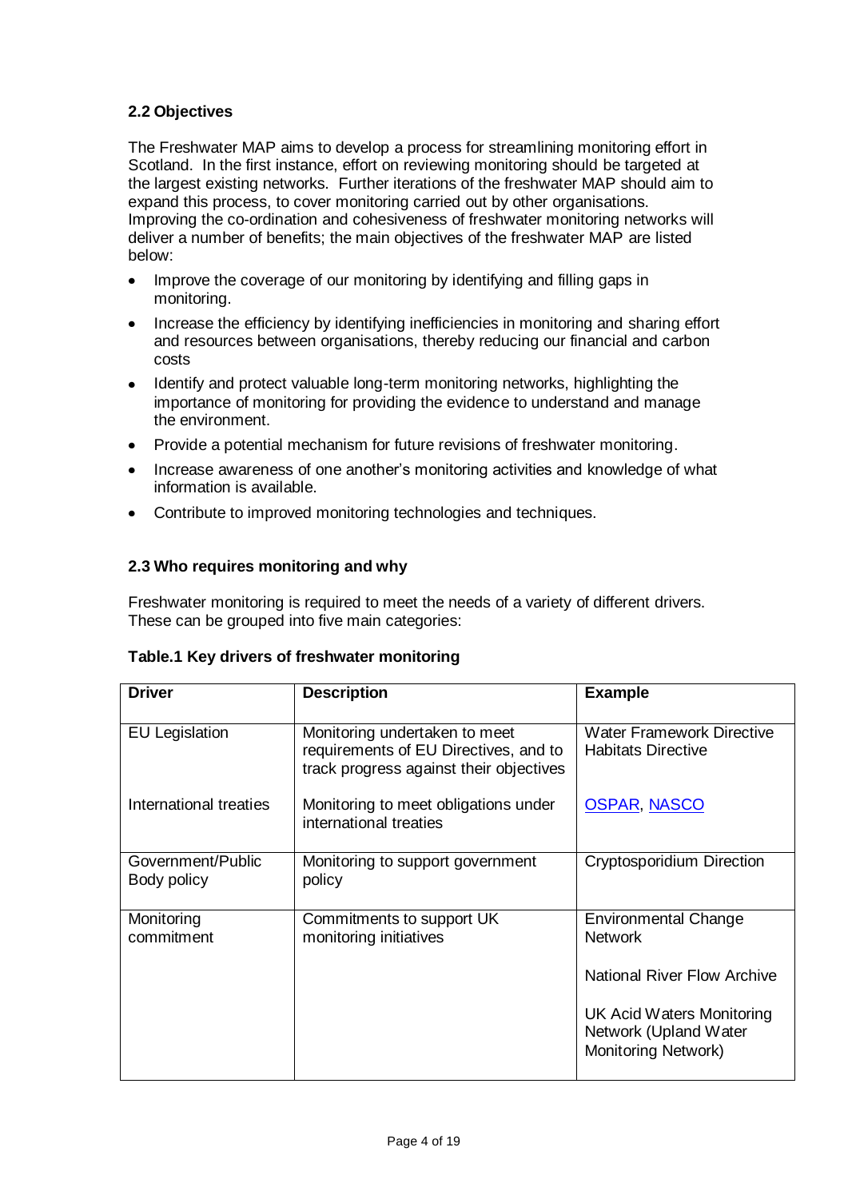### 2.2 Objectives

The Freshwater MAP aims to develop a process for streamlining monitoring effort in Scotland. In the first instance, effort on reviewing monitoring should be targeted at the largest existing networks. Further iterations of the freshwater MAP should aim to expand this process, to cover monitoring carried out by other organisations. Improving the co-ordination and cohesiveness of freshwater monitoring networks will deliver a number of benefits; the main objectives of the freshwater MAP are listed below:

- Improve the coverage of our monitoring by identifying and filling gaps in monitoring.
- Increase the efficiency by identifying inefficiencies in monitoring and sharing effort and resources between organisations, thereby reducing our financial and carbon costs
- Identify and protect valuable long-term monitoring networks, highlighting the importance of monitoring for providing the evidence to understand and manage the environment.
- Provide a potential mechanism for future revisions of freshwater monitoring.
- Increase awareness of one another's monitoring activities and knowledge of what information is available.
- Contribute to improved monitoring technologies and techniques.

### 2.3 Who requires monitoring and why

Freshwater monitoring is required to meet the needs of a variety of different drivers. These can be grouped into five main categories:

**Table.1 Key drivers of freshwater monitoring**

| Driver | Description | Example |
|---|---|---|
| EU Legislation | Monitoring undertaken to meet requirements of EU Directives, and to track progress against their objectives | Water Framework Directive<br>Habitats Directive |
| International treaties | Monitoring to meet obligations under international treaties | OSPAR, NASCO |
| Government/Public Body policy | Monitoring to support government policy | Cryptosporidium Direction |
| Monitoring commitment | Commitments to support UK monitoring initiatives | Environmental Change Network<br><br>National River Flow Archive<br><br>UK Acid Waters Monitoring Network (Upland Water Monitoring Network) |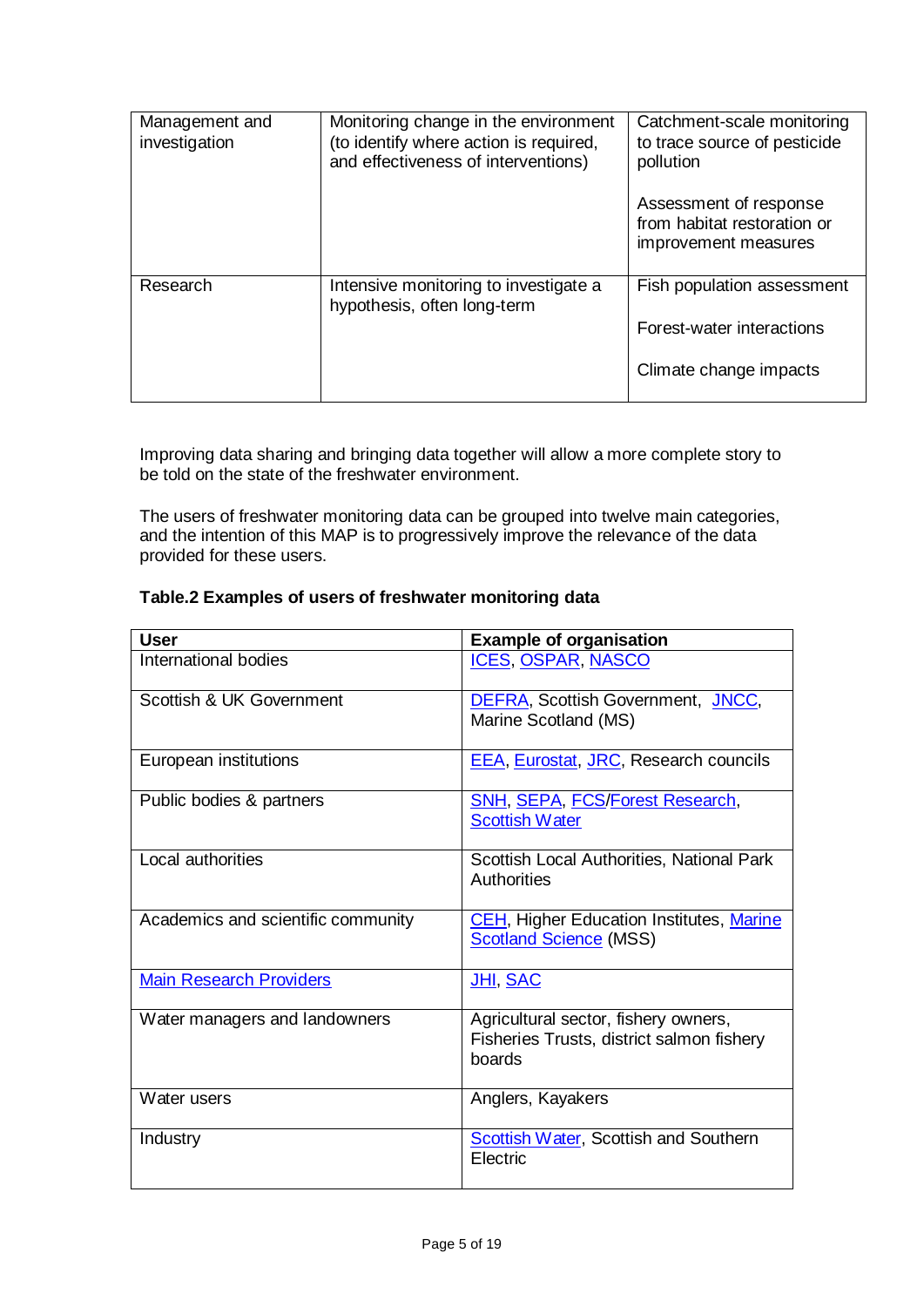| Management and investigation | Monitoring change in the environment (to identify where action is required, and effectiveness of interventions) | Catchment-scale monitoring to trace source of pesticide pollution<br><br>Assessment of response from habitat restoration or improvement measures |
|---|---|---|
| Research | Intensive monitoring to investigate a hypothesis, often long-term | Fish population assessment<br><br>Forest-water interactions<br><br>Climate change impacts |

Improving data sharing and bringing data together will allow a more complete story to be told on the state of the freshwater environment.

The users of freshwater monitoring data can be grouped into twelve main categories, and the intention of this MAP is to progressively improve the relevance of the data provided for these users.

**Table.2 Examples of users of freshwater monitoring data**

| User | Example of organisation |
|---|---|
| International bodies | ICES, OSPAR, NASCO |
| Scottish & UK Government | DEFRA, Scottish Government, JNCC, Marine Scotland (MS) |
| European institutions | EEA, Eurostat, JRC, Research councils |
| Public bodies & partners | SNH, SEPA, FCS/Forest Research, Scottish Water |
| Local authorities | Scottish Local Authorities, National Park Authorities |
| Academics and scientific community | CEH, Higher Education Institutes, Marine Scotland Science (MSS) |
| Main Research Providers | JHI, SAC |
| Water managers and landowners | Agricultural sector, fishery owners, Fisheries Trusts, district salmon fishery boards |
| Water users | Anglers, Kayakers |
| Industry | Scottish Water, Scottish and Southern Electric |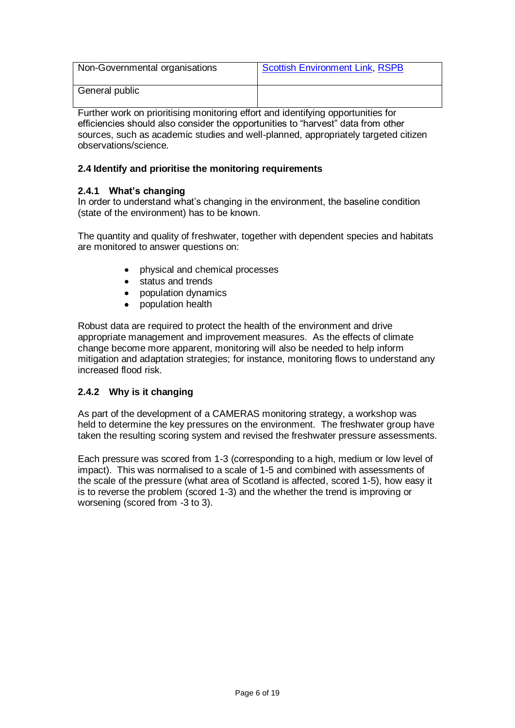| Non-Governmental organisations | Scottish Environment Link, RSPB |
| --- | --- |
| General public | |

Further work on prioritising monitoring effort and identifying opportunities for efficiencies should also consider the opportunities to "harvest" data from other sources, such as academic studies and well-planned, appropriately targeted citizen observations/science.

### 2.4 Identify and prioritise the monitoring requirements

#### 2.4.1 What's changing

In order to understand what's changing in the environment, the baseline condition (state of the environment) has to be known.

The quantity and quality of freshwater, together with dependent species and habitats are monitored to answer questions on:

- physical and chemical processes
- status and trends
- population dynamics
- population health

Robust data are required to protect the health of the environment and drive appropriate management and improvement measures. As the effects of climate change become more apparent, monitoring will also be needed to help inform mitigation and adaptation strategies; for instance, monitoring flows to understand any increased flood risk.

#### 2.4.2 Why is it changing

As part of the development of a CAMERAS monitoring strategy, a workshop was held to determine the key pressures on the environment. The freshwater group have taken the resulting scoring system and revised the freshwater pressure assessments.

Each pressure was scored from 1-3 (corresponding to a high, medium or low level of impact). This was normalised to a scale of 1-5 and combined with assessments of the scale of the pressure (what area of Scotland is affected, scored 1-5), how easy it is to reverse the problem (scored 1-3) and the whether the trend is improving or worsening (scored from -3 to 3).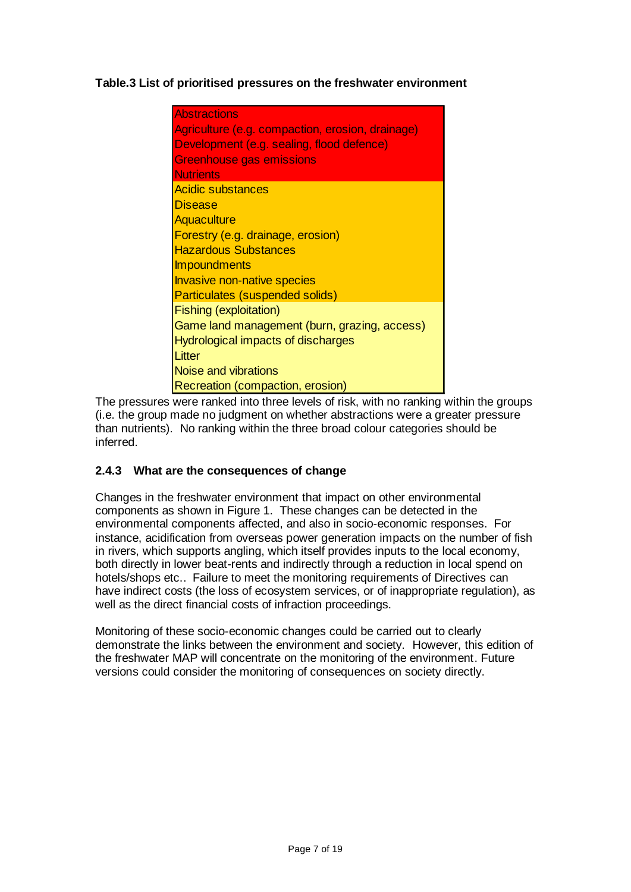**Table.3 List of prioritised pressures on the freshwater environment**

| Pressure |
| --- |
| Abstractions |
| Agriculture (e.g. compaction, erosion, drainage) |
| Development (e.g. sealing, flood defence) |
| Greenhouse gas emissions |
| Nutrients |
| Acidic substances |
| Disease |
| Aquaculture |
| Forestry (e.g. drainage, erosion) |
| Hazardous Substances |
| Impoundments |
| Invasive non-native species |
| Particulates (suspended solids) |
| Fishing (exploitation) |
| Game land management (burn, grazing, access) |
| Hydrological impacts of discharges |
| Litter |
| Noise and vibrations |
| Recreation (compaction, erosion) |

The pressures were ranked into three levels of risk, with no ranking within the groups (i.e. the group made no judgment on whether abstractions were a greater pressure than nutrients). No ranking within the three broad colour categories should be inferred.

### 2.4.3 What are the consequences of change

Changes in the freshwater environment that impact on other environmental components as shown in Figure 1. These changes can be detected in the environmental components affected, and also in socio-economic responses. For instance, acidification from overseas power generation impacts on the number of fish in rivers, which supports angling, which itself provides inputs to the local economy, both directly in lower beat-rents and indirectly through a reduction in local spend on hotels/shops etc.. Failure to meet the monitoring requirements of Directives can have indirect costs (the loss of ecosystem services, or of inappropriate regulation), as well as the direct financial costs of infraction proceedings.

Monitoring of these socio-economic changes could be carried out to clearly demonstrate the links between the environment and society. However, this edition of the freshwater MAP will concentrate on the monitoring of the environment. Future versions could consider the monitoring of consequences on society directly.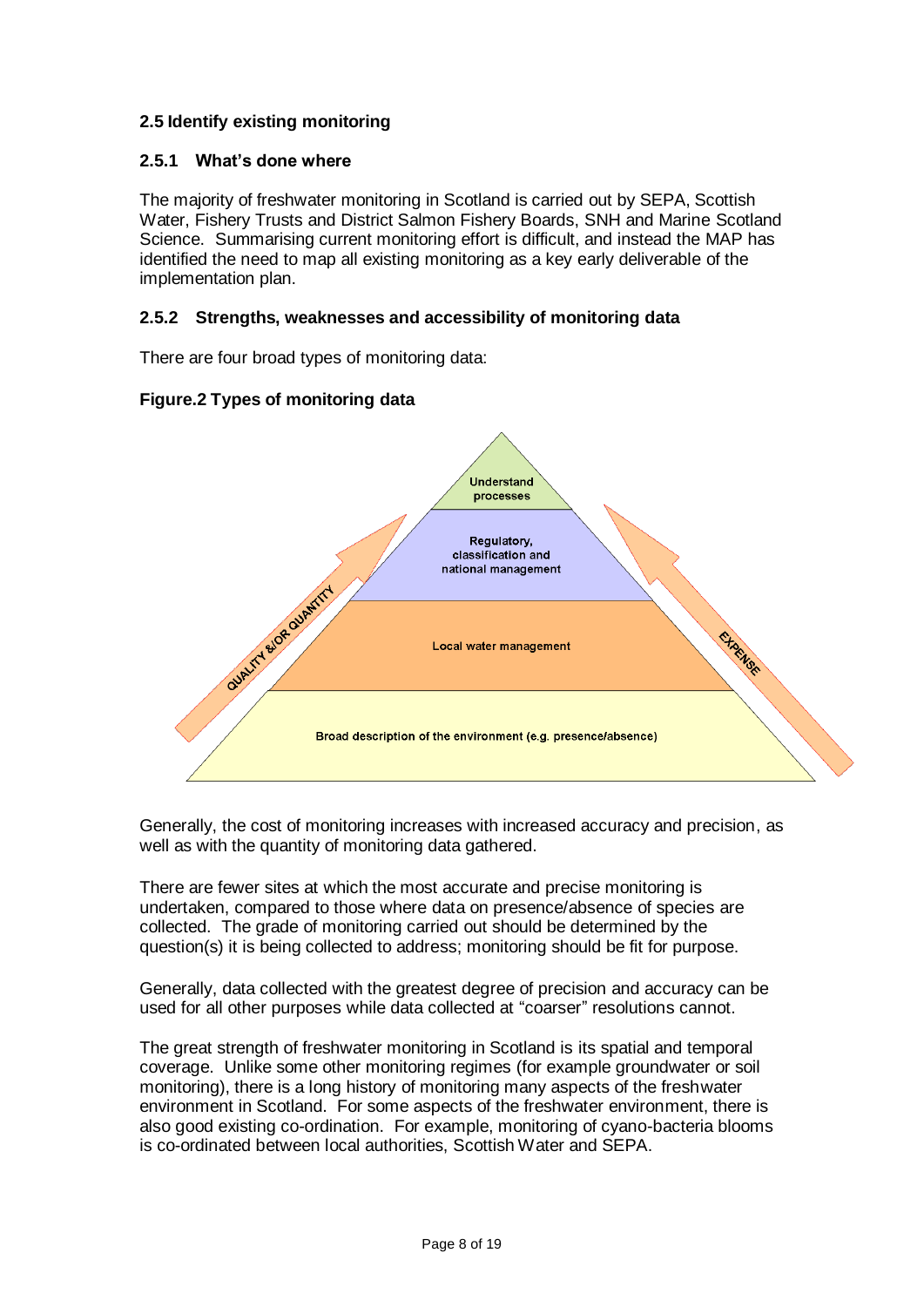### 2.5 Identify existing monitoring

#### 2.5.1 What's done where

The majority of freshwater monitoring in Scotland is carried out by SEPA, Scottish Water, Fishery Trusts and District Salmon Fishery Boards, SNH and Marine Scotland Science. Summarising current monitoring effort is difficult, and instead the MAP has identified the need to map all existing monitoring as a key early deliverable of the implementation plan.

#### 2.5.2 Strengths, weaknesses and accessibility of monitoring data

There are four broad types of monitoring data:

**Figure.2 Types of monitoring data**

Understand processes

Regulatory, classification and national management

Local water management

Broad description of the environment (e.g. presence/absence)

QUALITY &/OR QUANTITY

EXPENSE

Generally, the cost of monitoring increases with increased accuracy and precision, as well as with the quantity of monitoring data gathered.

There are fewer sites at which the most accurate and precise monitoring is undertaken, compared to those where data on presence/absence of species are collected. The grade of monitoring carried out should be determined by the question(s) it is being collected to address; monitoring should be fit for purpose.

Generally, data collected with the greatest degree of precision and accuracy can be used for all other purposes while data collected at "coarser" resolutions cannot.

The great strength of freshwater monitoring in Scotland is its spatial and temporal coverage. Unlike some other monitoring regimes (for example groundwater or soil monitoring), there is a long history of monitoring many aspects of the freshwater environment in Scotland. For some aspects of the freshwater environment, there is also good existing co-ordination. For example, monitoring of cyano-bacteria blooms is co-ordinated between local authorities, Scottish Water and SEPA.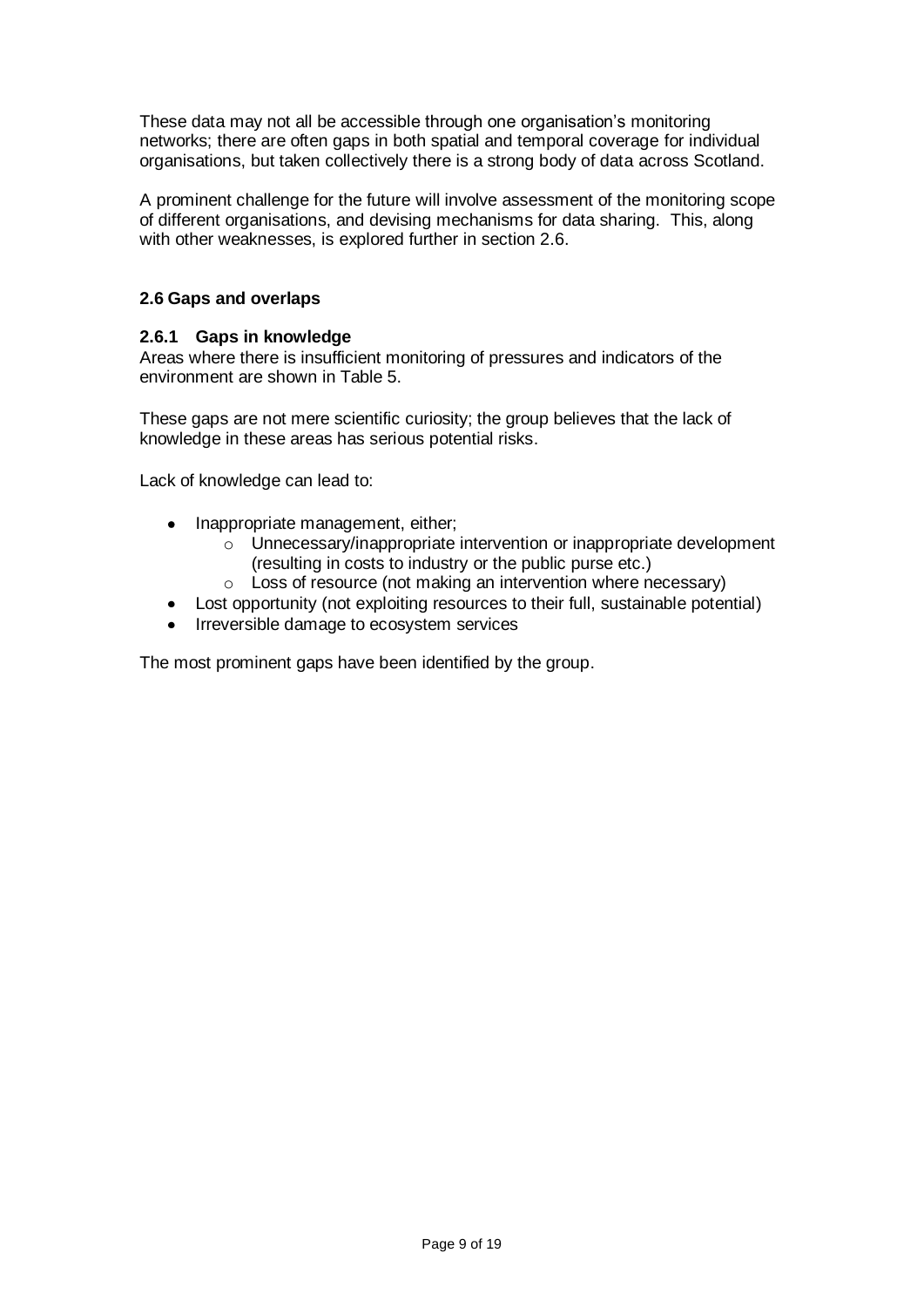These data may not all be accessible through one organisation's monitoring networks; there are often gaps in both spatial and temporal coverage for individual organisations, but taken collectively there is a strong body of data across Scotland.

A prominent challenge for the future will involve assessment of the monitoring scope of different organisations, and devising mechanisms for data sharing. This, along with other weaknesses, is explored further in section 2.6.

## 2.6 Gaps and overlaps

### 2.6.1 Gaps in knowledge

Areas where there is insufficient monitoring of pressures and indicators of the environment are shown in Table 5.

These gaps are not mere scientific curiosity; the group believes that the lack of knowledge in these areas has serious potential risks.

Lack of knowledge can lead to:

- Inappropriate management, either;
  - Unnecessary/inappropriate intervention or inappropriate development (resulting in costs to industry or the public purse etc.)
  - Loss of resource (not making an intervention where necessary)
- Lost opportunity (not exploiting resources to their full, sustainable potential)
- Irreversible damage to ecosystem services

The most prominent gaps have been identified by the group.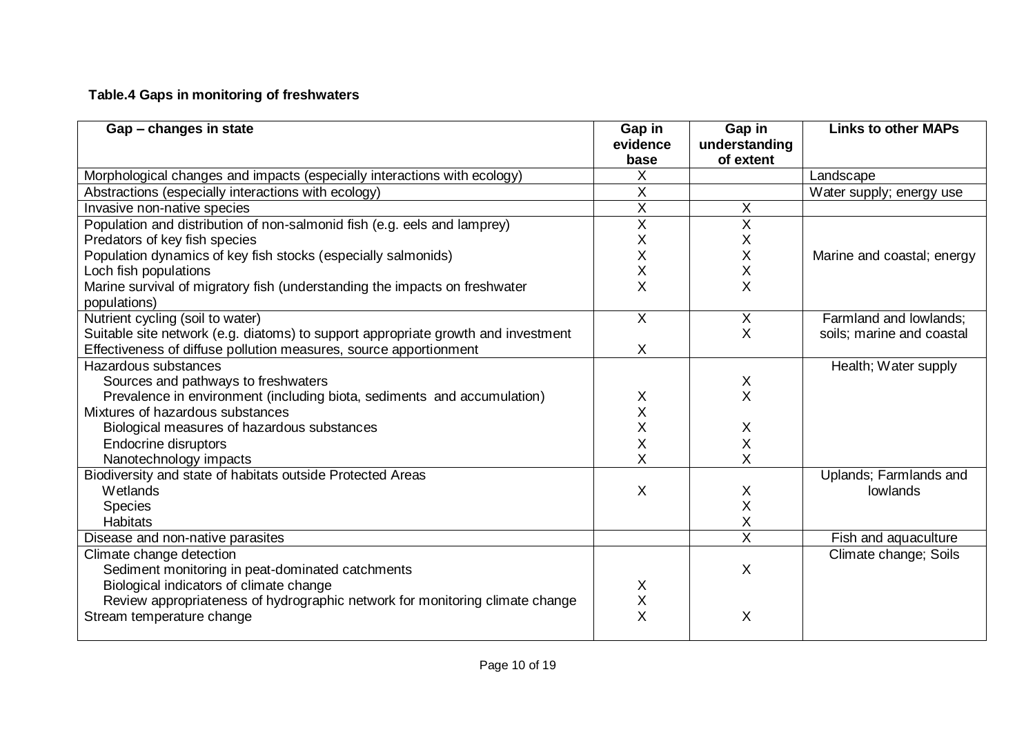**Table.4 Gaps in monitoring of freshwaters**

| Gap – changes in state | Gap in evidence base | Gap in understanding of extent | Links to other MAPs |
|---|---|---|---|
| Morphological changes and impacts (especially interactions with ecology) | X | | Landscape |
| Abstractions (especially interactions with ecology) | X | | Water supply; energy use |
| Invasive non-native species | X | X | |
| Population and distribution of non-salmonid fish (e.g. eels and lamprey) | X | X | Marine and coastal; energy |
| Predators of key fish species | X | X | |
| Population dynamics of key fish stocks (especially salmonids) | X | X | |
| Loch fish populations | X | X | |
| Marine survival of migratory fish (understanding the impacts on freshwater populations) | X | X | |
| Nutrient cycling (soil to water) | X | X | Farmland and lowlands; soils; marine and coastal |
| Suitable site network (e.g. diatoms) to support appropriate growth and investment | | X | |
| Effectiveness of diffuse pollution measures, source apportionment | X | | |
| Hazardous substances | | | Health; Water supply |
| Sources and pathways to freshwaters | | X | |
| Prevalence in environment (including biota, sediments and accumulation) | X | X | |
| Mixtures of hazardous substances | X | | |
| Biological measures of hazardous substances | X | X | |
| Endocrine disruptors | X | X | |
| Nanotechnology impacts | X | X | |
| Biodiversity and state of habitats outside Protected Areas | | | Uplands; Farmlands and lowlands |
| Wetlands | X | X | |
| Species | | X | |
| Habitats | | X | |
| Disease and non-native parasites | | X | Fish and aquaculture |
| Climate change detection | | | Climate change; Soils |
| Sediment monitoring in peat-dominated catchments | | X | |
| Biological indicators of climate change | X | | |
| Review appropriateness of hydrographic network for monitoring climate change | X | | |
| Stream temperature change | X | X | |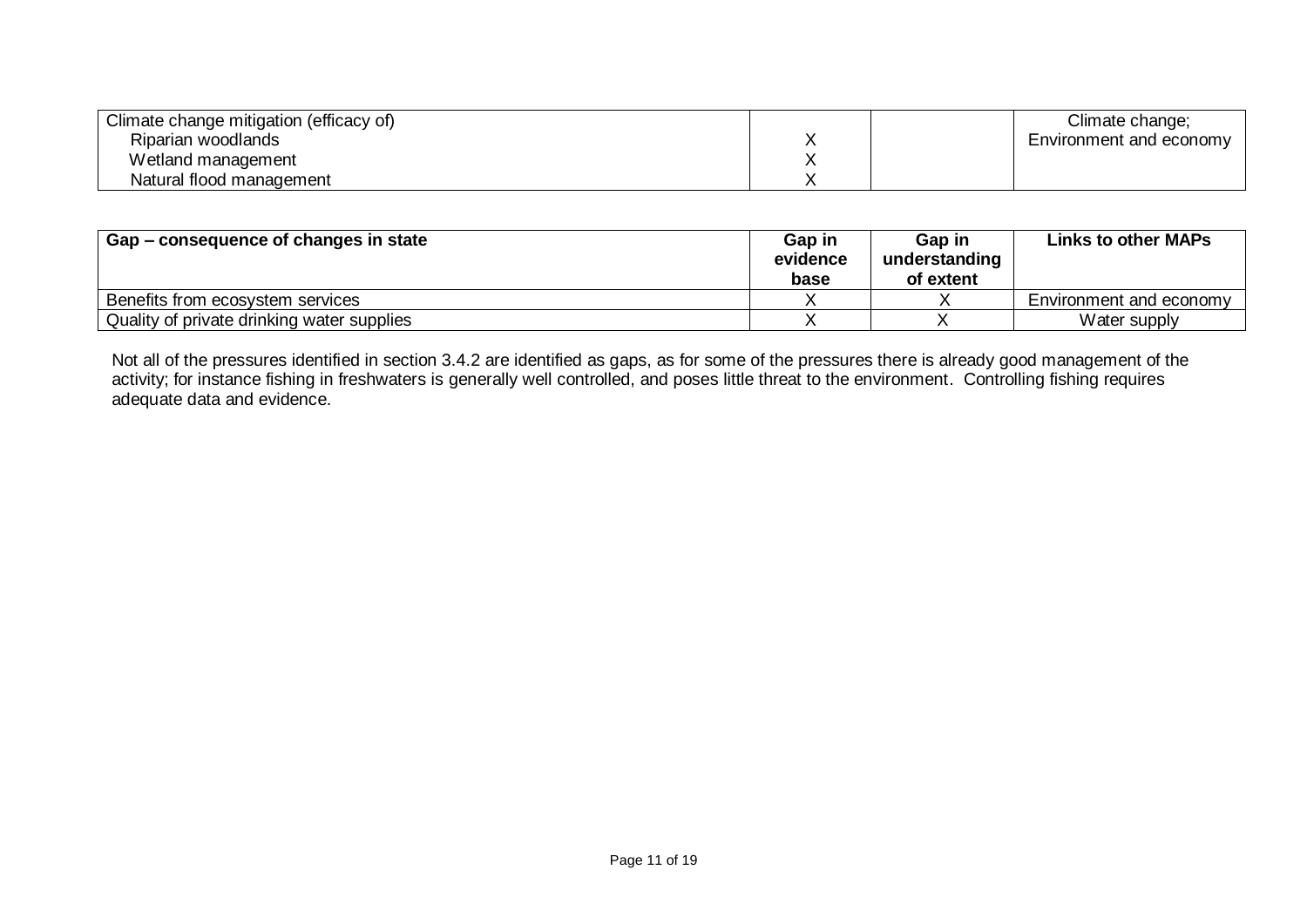| | | | |
|---|---|---|---|
| Climate change mitigation (efficacy of)<br>Riparian woodlands<br>Wetland management<br>Natural flood management | <br>X<br>X<br>X | | Climate change;<br>Environment and economy |

| Gap – consequence of changes in state | Gap in evidence base | Gap in understanding of extent | Links to other MAPs |
|---|---|---|---|
| Benefits from ecosystem services | X | X | Environment and economy |
| Quality of private drinking water supplies | X | X | Water supply |

Not all of the pressures identified in section 3.4.2 are identified as gaps, as for some of the pressures there is already good management of the activity; for instance fishing in freshwaters is generally well controlled, and poses little threat to the environment. Controlling fishing requires adequate data and evidence.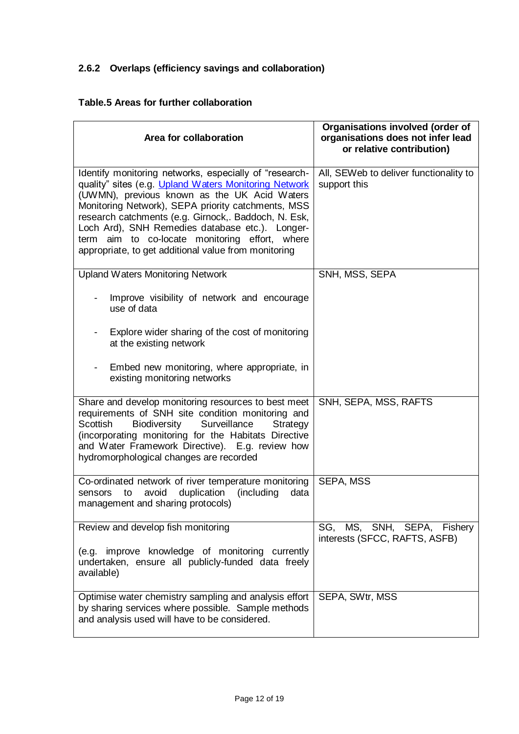### 2.6.2 Overlaps (efficiency savings and collaboration)

**Table.5 Areas for further collaboration**

| Area for collaboration | Organisations involved (order of organisations does not infer lead or relative contribution) |
|---|---|
| Identify monitoring networks, especially of "research-quality" sites (e.g. [Upland Waters Monitoring Network](#) (UWMN), previous known as the UK Acid Waters Monitoring Network), SEPA priority catchments, MSS research catchments (e.g. Girnock,. Baddoch, N. Esk, Loch Ard), SNH Remedies database etc.). Longer-term aim to co-locate monitoring effort, where appropriate, to get additional value from monitoring | All, SEWeb to deliver functionality to support this |
| Upland Waters Monitoring Network<br>- Improve visibility of network and encourage use of data<br>- Explore wider sharing of the cost of monitoring at the existing network<br>- Embed new monitoring, where appropriate, in existing monitoring networks | SNH, MSS, SEPA |
| Share and develop monitoring resources to best meet requirements of SNH site condition monitoring and Scottish Biodiversity Surveillance Strategy (incorporating monitoring for the Habitats Directive and Water Framework Directive). E.g. review how hydromorphological changes are recorded | SNH, SEPA, MSS, RAFTS |
| Co-ordinated network of river temperature monitoring sensors to avoid duplication (including data management and sharing protocols) | SEPA, MSS |
| Review and develop fish monitoring<br><br>(e.g. improve knowledge of monitoring currently undertaken, ensure all publicly-funded data freely available) | SG, MS, SNH, SEPA, Fishery interests (SFCC, RAFTS, ASFB) |
| Optimise water chemistry sampling and analysis effort by sharing services where possible. Sample methods and analysis used will have to be considered. | SEPA, SWtr, MSS |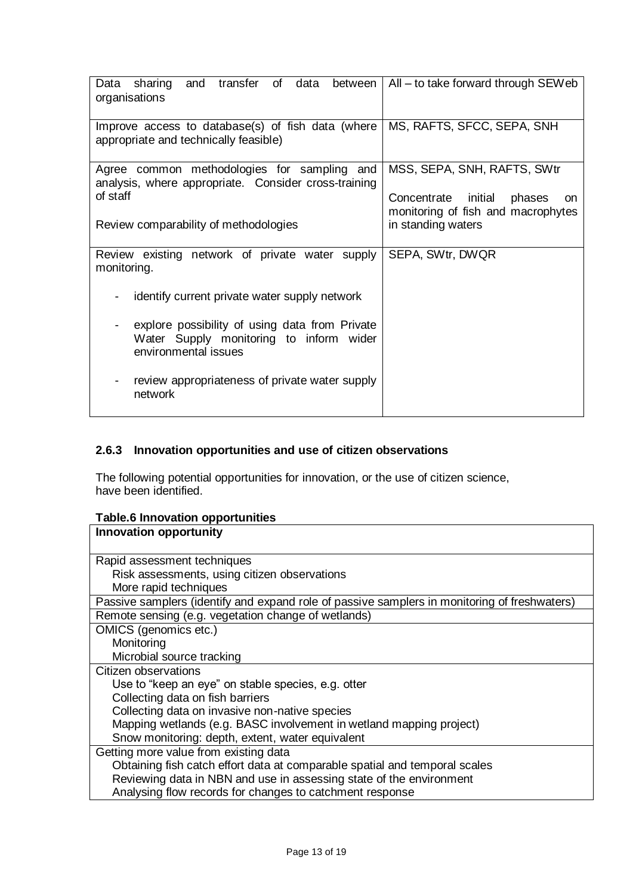| | |
|---|---|
| Data sharing and transfer of data between organisations | All – to take forward through SEWeb |
| Improve access to database(s) of fish data (where appropriate and technically feasible) | MS, RAFTS, SFCC, SEPA, SNH |
| Agree common methodologies for sampling and analysis, where appropriate. Consider cross-training of staff<br><br>Review comparability of methodologies | MSS, SEPA, SNH, RAFTS, SWtr<br><br>Concentrate initial phases on monitoring of fish and macrophytes in standing waters |
| Review existing network of private water supply monitoring.<br><br>- identify current private water supply network<br><br>- explore possibility of using data from Private Water Supply monitoring to inform wider environmental issues<br><br>- review appropriateness of private water supply network | SEPA, SWtr, DWQR |

### 2.6.3 Innovation opportunities and use of citizen observations

The following potential opportunities for innovation, or the use of citizen science, have been identified.

**Table.6 Innovation opportunities**

| Innovation opportunity |
|---|
| Rapid assessment techniques<br>Risk assessments, using citizen observations<br>More rapid techniques |
| Passive samplers (identify and expand role of passive samplers in monitoring of freshwaters) |
| Remote sensing (e.g. vegetation change of wetlands) |
| OMICS (genomics etc.)<br>Monitoring<br>Microbial source tracking |
| Citizen observations<br>Use to "keep an eye" on stable species, e.g. otter<br>Collecting data on fish barriers<br>Collecting data on invasive non-native species<br>Mapping wetlands (e.g. BASC involvement in wetland mapping project)<br>Snow monitoring: depth, extent, water equivalent |
| Getting more value from existing data<br>Obtaining fish catch effort data at comparable spatial and temporal scales<br>Reviewing data in NBN and use in assessing state of the environment<br>Analysing flow records for changes to catchment response |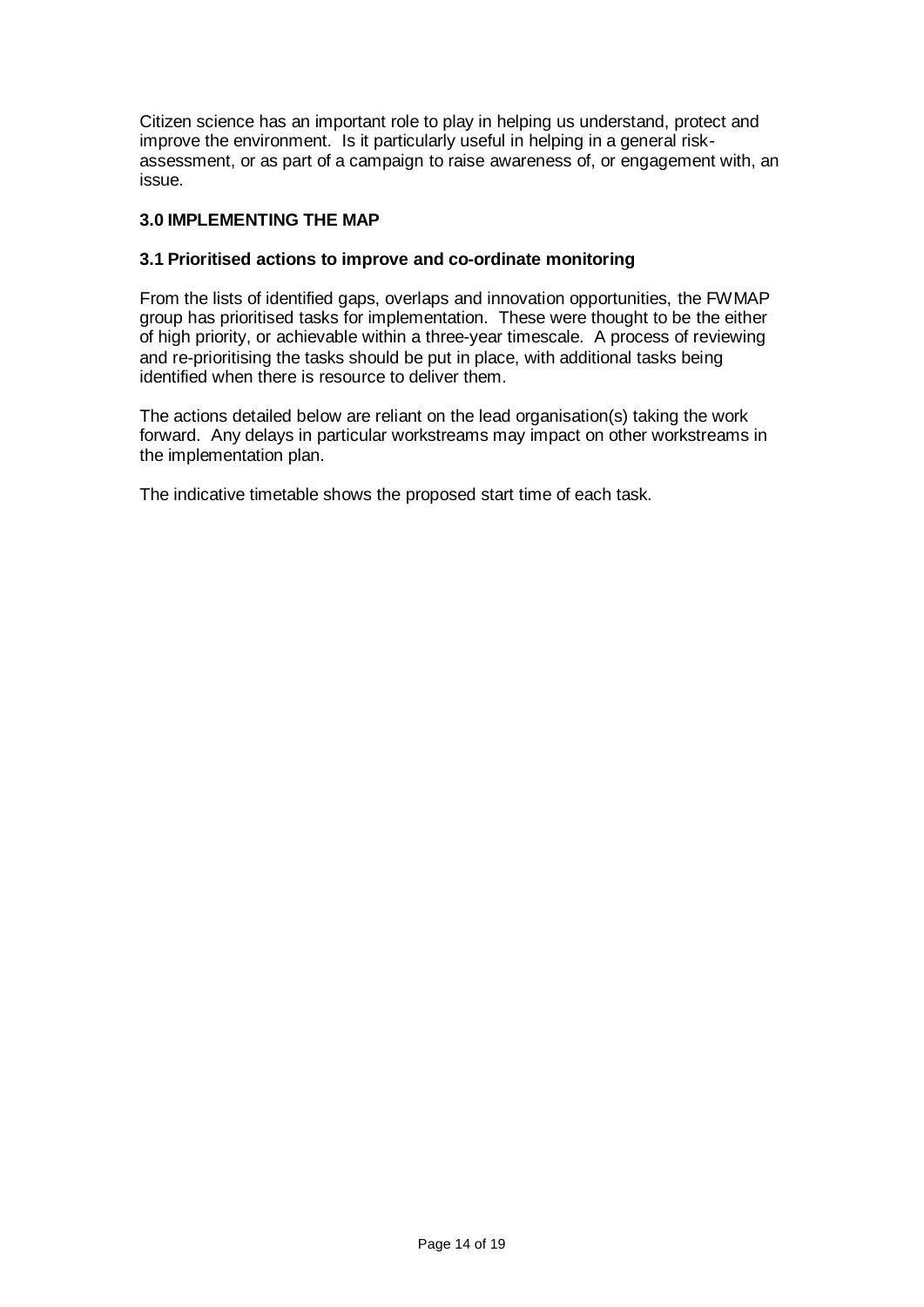Citizen science has an important role to play in helping us understand, protect and improve the environment. Is it particularly useful in helping in a general risk-assessment, or as part of a campaign to raise awareness of, or engagement with, an issue.

## 3.0 IMPLEMENTING THE MAP

### 3.1 Prioritised actions to improve and co-ordinate monitoring

From the lists of identified gaps, overlaps and innovation opportunities, the FWMAP group has prioritised tasks for implementation. These were thought to be the either of high priority, or achievable within a three-year timescale. A process of reviewing and re-prioritising the tasks should be put in place, with additional tasks being identified when there is resource to deliver them.

The actions detailed below are reliant on the lead organisation(s) taking the work forward. Any delays in particular workstreams may impact on other workstreams in the implementation plan.

The indicative timetable shows the proposed start time of each task.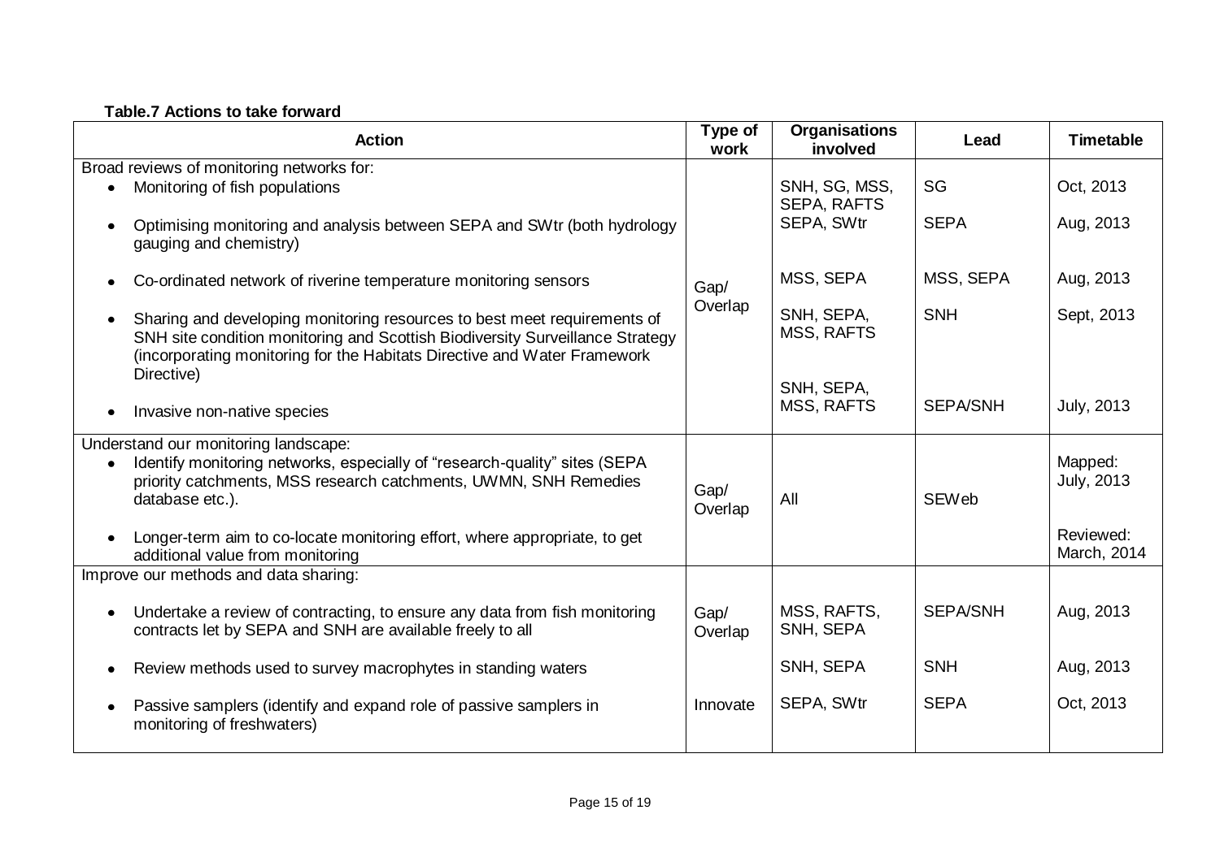**Table.7 Actions to take forward**

| Action | Type of work | Organisations involved | Lead | Timetable |
|---|---|---|---|---|
| Broad reviews of monitoring networks for: | | | | |
| • Monitoring of fish populations | Gap/ Overlap | SNH, SG, MSS, SEPA, RAFTS | SG | Oct, 2013 |
| • Optimising monitoring and analysis between SEPA and SWtr (both hydrology gauging and chemistry) | Gap/ Overlap | SEPA, SWtr | SEPA | Aug, 2013 |
| • Co-ordinated network of riverine temperature monitoring sensors | Gap/ Overlap | MSS, SEPA | MSS, SEPA | Aug, 2013 |
| • Sharing and developing monitoring resources to best meet requirements of SNH site condition monitoring and Scottish Biodiversity Surveillance Strategy (incorporating monitoring for the Habitats Directive and Water Framework Directive) | Gap/ Overlap | SNH, SEPA, MSS, RAFTS | SNH | Sept, 2013 |
| • Invasive non-native species | Gap/ Overlap | SNH, SEPA, MSS, RAFTS | SEPA/SNH | July, 2013 |
| Understand our monitoring landscape: | | | | |
| • Identify monitoring networks, especially of "research-quality" sites (SEPA priority catchments, MSS research catchments, UWMN, SNH Remedies database etc.). | Gap/ Overlap | All | SEWeb | Mapped: July, 2013 |
| • Longer-term aim to co-locate monitoring effort, where appropriate, to get additional value from monitoring | Gap/ Overlap | All | SEWeb | Reviewed: March, 2014 |
| Improve our methods and data sharing: | | | | |
| • Undertake a review of contracting, to ensure any data from fish monitoring contracts let by SEPA and SNH are available freely to all | Gap/ Overlap | MSS, RAFTS, SNH, SEPA | SEPA/SNH | Aug, 2013 |
| • Review methods used to survey macrophytes in standing waters | Gap/ Overlap | SNH, SEPA | SNH | Aug, 2013 |
| • Passive samplers (identify and expand role of passive samplers in monitoring of freshwaters) | Innovate | SEPA, SWtr | SEPA | Oct, 2013 |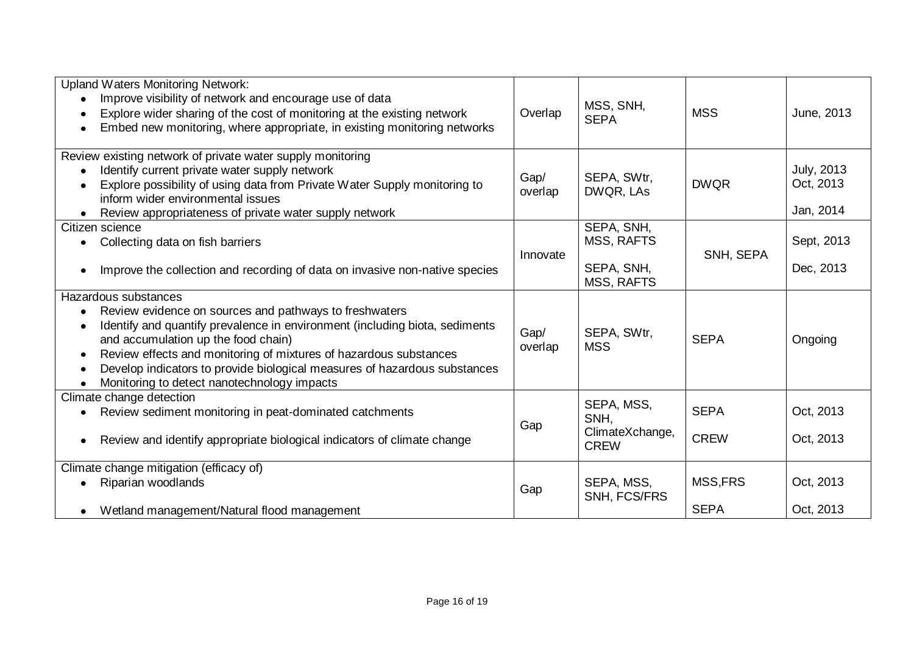| | | | | |
|---|---|---|---|---|
| Upland Waters Monitoring Network:<br>• Improve visibility of network and encourage use of data<br>• Explore wider sharing of the cost of monitoring at the existing network<br>• Embed new monitoring, where appropriate, in existing monitoring networks | Overlap | MSS, SNH, SEPA | MSS | June, 2013 |
| Review existing network of private water supply monitoring<br>• Identify current private water supply network<br>• Explore possibility of using data from Private Water Supply monitoring to inform wider environmental issues<br>• Review appropriateness of private water supply network | Gap/ overlap | SEPA, SWtr, DWQR, LAs | DWQR | July, 2013<br>Oct, 2013<br><br>Jan, 2014 |
| Citizen science<br>• Collecting data on fish barriers<br><br>• Improve the collection and recording of data on invasive non-native species | Innovate | SEPA, SNH, MSS, RAFTS<br><br>SEPA, SNH, MSS, RAFTS | SNH, SEPA | Sept, 2013<br><br>Dec, 2013 |
| Hazardous substances<br>• Review evidence on sources and pathways to freshwaters<br>• Identify and quantify prevalence in environment (including biota, sediments and accumulation up the food chain)<br>• Review effects and monitoring of mixtures of hazardous substances<br>• Develop indicators to provide biological measures of hazardous substances<br>• Monitoring to detect nanotechnology impacts | Gap/ overlap | SEPA, SWtr, MSS | SEPA | Ongoing |
| Climate change detection<br>• Review sediment monitoring in peat-dominated catchments<br><br>• Review and identify appropriate biological indicators of climate change | Gap | SEPA, MSS, SNH, ClimateXchange, CREW | SEPA<br><br>CREW | Oct, 2013<br><br>Oct, 2013 |
| Climate change mitigation (efficacy of)<br>• Riparian woodlands<br><br>• Wetland management/Natural flood management | Gap | SEPA, MSS, SNH, FCS/FRS | MSS,FRS<br><br>SEPA | Oct, 2013<br><br>Oct, 2013 |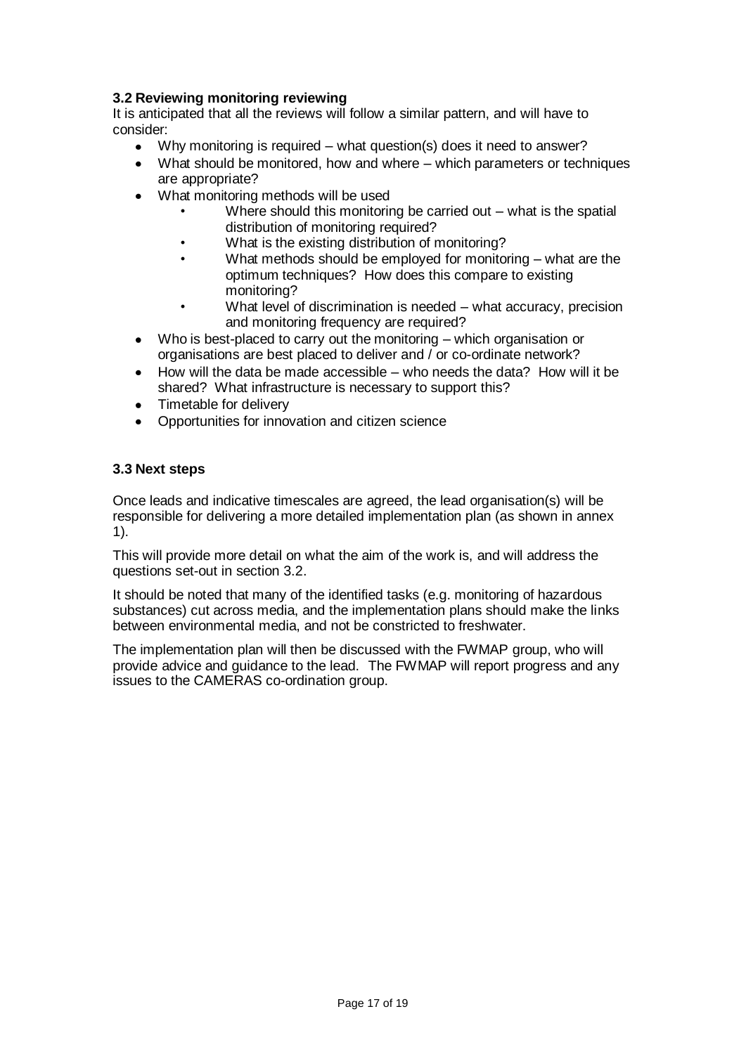### 3.2 Reviewing monitoring reviewing

It is anticipated that all the reviews will follow a similar pattern, and will have to consider:

- Why monitoring is required – what question(s) does it need to answer?
- What should be monitored, how and where – which parameters or techniques are appropriate?
- What monitoring methods will be used
  - Where should this monitoring be carried out – what is the spatial distribution of monitoring required?
  - What is the existing distribution of monitoring?
  - What methods should be employed for monitoring – what are the optimum techniques? How does this compare to existing monitoring?
  - What level of discrimination is needed – what accuracy, precision and monitoring frequency are required?
- Who is best-placed to carry out the monitoring – which organisation or organisations are best placed to deliver and / or co-ordinate network?
- How will the data be made accessible – who needs the data? How will it be shared? What infrastructure is necessary to support this?
- Timetable for delivery
- Opportunities for innovation and citizen science

### 3.3 Next steps

Once leads and indicative timescales are agreed, the lead organisation(s) will be responsible for delivering a more detailed implementation plan (as shown in annex 1).

This will provide more detail on what the aim of the work is, and will address the questions set-out in section 3.2.

It should be noted that many of the identified tasks (e.g. monitoring of hazardous substances) cut across media, and the implementation plans should make the links between environmental media, and not be constricted to freshwater.

The implementation plan will then be discussed with the FWMAP group, who will provide advice and guidance to the lead. The FWMAP will report progress and any issues to the CAMERAS co-ordination group.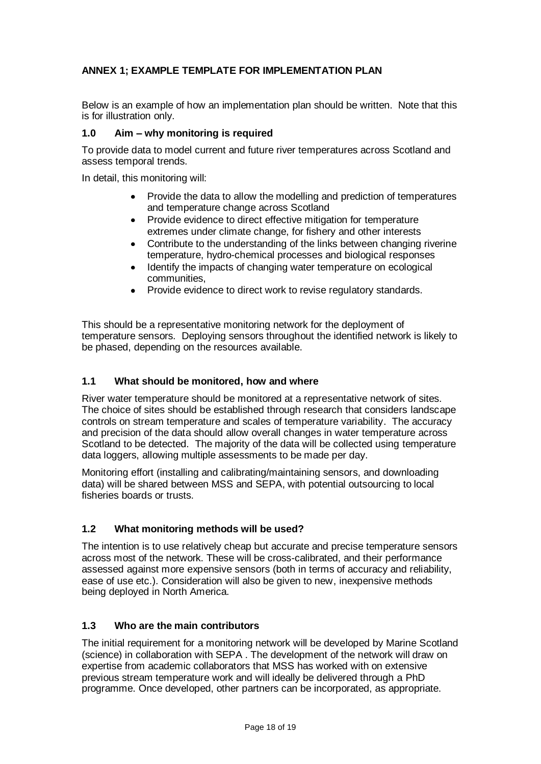## ANNEX 1; EXAMPLE TEMPLATE FOR IMPLEMENTATION PLAN

Below is an example of how an implementation plan should be written. Note that this is for illustration only.

### 1.0 Aim – why monitoring is required

To provide data to model current and future river temperatures across Scotland and assess temporal trends.

In detail, this monitoring will:

- Provide the data to allow the modelling and prediction of temperatures and temperature change across Scotland
- Provide evidence to direct effective mitigation for temperature extremes under climate change, for fishery and other interests
- Contribute to the understanding of the links between changing riverine temperature, hydro-chemical processes and biological responses
- Identify the impacts of changing water temperature on ecological communities,
- Provide evidence to direct work to revise regulatory standards.

This should be a representative monitoring network for the deployment of temperature sensors. Deploying sensors throughout the identified network is likely to be phased, depending on the resources available.

### 1.1 What should be monitored, how and where

River water temperature should be monitored at a representative network of sites. The choice of sites should be established through research that considers landscape controls on stream temperature and scales of temperature variability. The accuracy and precision of the data should allow overall changes in water temperature across Scotland to be detected. The majority of the data will be collected using temperature data loggers, allowing multiple assessments to be made per day.

Monitoring effort (installing and calibrating/maintaining sensors, and downloading data) will be shared between MSS and SEPA, with potential outsourcing to local fisheries boards or trusts.

### 1.2 What monitoring methods will be used?

The intention is to use relatively cheap but accurate and precise temperature sensors across most of the network. These will be cross-calibrated, and their performance assessed against more expensive sensors (both in terms of accuracy and reliability, ease of use etc.). Consideration will also be given to new, inexpensive methods being deployed in North America.

### 1.3 Who are the main contributors

The initial requirement for a monitoring network will be developed by Marine Scotland (science) in collaboration with SEPA . The development of the network will draw on expertise from academic collaborators that MSS has worked with on extensive previous stream temperature work and will ideally be delivered through a PhD programme. Once developed, other partners can be incorporated, as appropriate.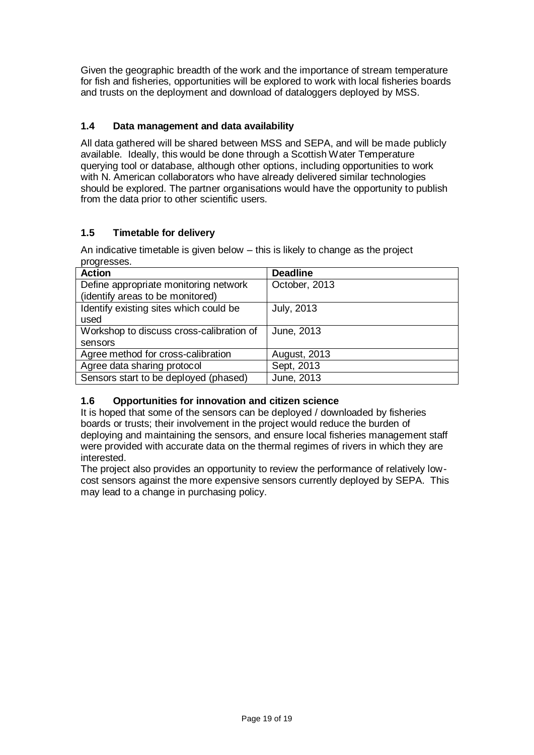Given the geographic breadth of the work and the importance of stream temperature for fish and fisheries, opportunities will be explored to work with local fisheries boards and trusts on the deployment and download of dataloggers deployed by MSS.

### 1.4 Data management and data availability

All data gathered will be shared between MSS and SEPA, and will be made publicly available. Ideally, this would be done through a Scottish Water Temperature querying tool or database, although other options, including opportunities to work with N. American collaborators who have already delivered similar technologies should be explored. The partner organisations would have the opportunity to publish from the data prior to other scientific users.

### 1.5 Timetable for delivery

An indicative timetable is given below – this is likely to change as the project progresses.

| Action | Deadline |
|---|---|
| Define appropriate monitoring network (identify areas to be monitored) | October, 2013 |
| Identify existing sites which could be used | July, 2013 |
| Workshop to discuss cross-calibration of sensors | June, 2013 |
| Agree method for cross-calibration | August, 2013 |
| Agree data sharing protocol | Sept, 2013 |
| Sensors start to be deployed (phased) | June, 2013 |

### 1.6 Opportunities for innovation and citizen science

It is hoped that some of the sensors can be deployed / downloaded by fisheries boards or trusts; their involvement in the project would reduce the burden of deploying and maintaining the sensors, and ensure local fisheries management staff were provided with accurate data on the thermal regimes of rivers in which they are interested.

The project also provides an opportunity to review the performance of relatively low-cost sensors against the more expensive sensors currently deployed by SEPA. This may lead to a change in purchasing policy.